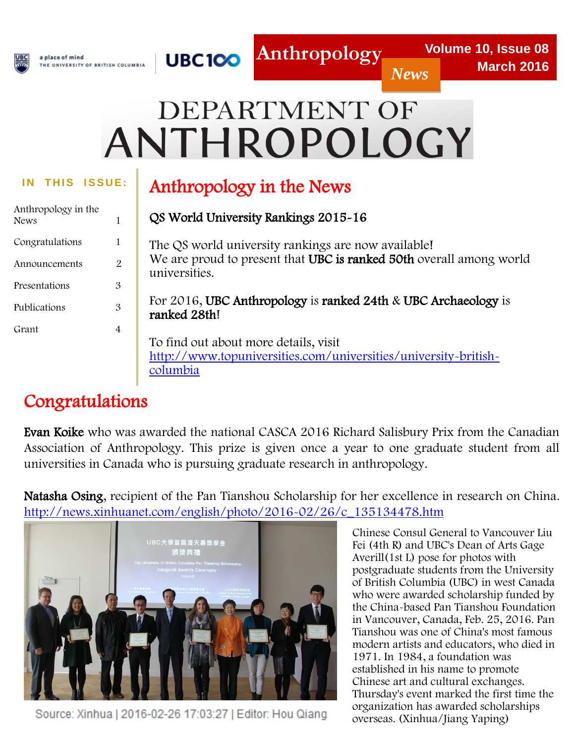a place of mind
THE UNIVERSITY OF BRITISH COLUMBIA

UBC100

# Anthropology *News*

Volume 10, Issue 08
March 2016

# DEPARTMENT OF ANTHROPOLOGY

**IN THIS ISSUE:**

| | |
|---|---|
| Anthropology in the News | 1 |
| Congratulations | 1 |
| Announcements | 2 |
| Presentations | 3 |
| Publications | 3 |
| Grant | 4 |

## Anthropology in the News

### QS World University Rankings 2015-16

The QS world university rankings are now available!
We are proud to present that **UBC is ranked 50th** overall among world universities.

For 2016, **UBC Anthropology** is **ranked 24th** & **UBC Archaeology** is **ranked 28th**!

To find out about more details, visit
http://www.topuniversities.com/universities/university-british-columbia

## Congratulations

**Evan Koike** who was awarded the national CASCA 2016 Richard Salisbury Prix from the Canadian Association of Anthropology. This prize is given once a year to one graduate student from all universities in Canada who is pursuing graduate research in anthropology.

**Natasha Osing**, recipient of the Pan Tianshou Scholarship for her excellence in research on China.
http://news.xinhuanet.com/english/photo/2016-02/26/c_135134478.htm

Source: Xinhua | 2016-02-26 17:03:27 | Editor: Hou Qiang

Chinese Consul General to Vancouver Liu Fei (4th R) and UBC's Dean of Arts Gage Averill(1st L) pose for photos with postgraduate students from the University of British Columbia (UBC) in west Canada who were awarded scholarship funded by the China-based Pan Tianshou Foundation in Vancouver, Canada, Feb. 25, 2016. Pan Tianshou was one of China's most famous modern artists and educators, who died in 1971. In 1984, a foundation was established in his name to promote Chinese art and cultural exchanges. Thursday's event marked the first time the organization has awarded scholarships overseas. (Xinhua/Jiang Yaping)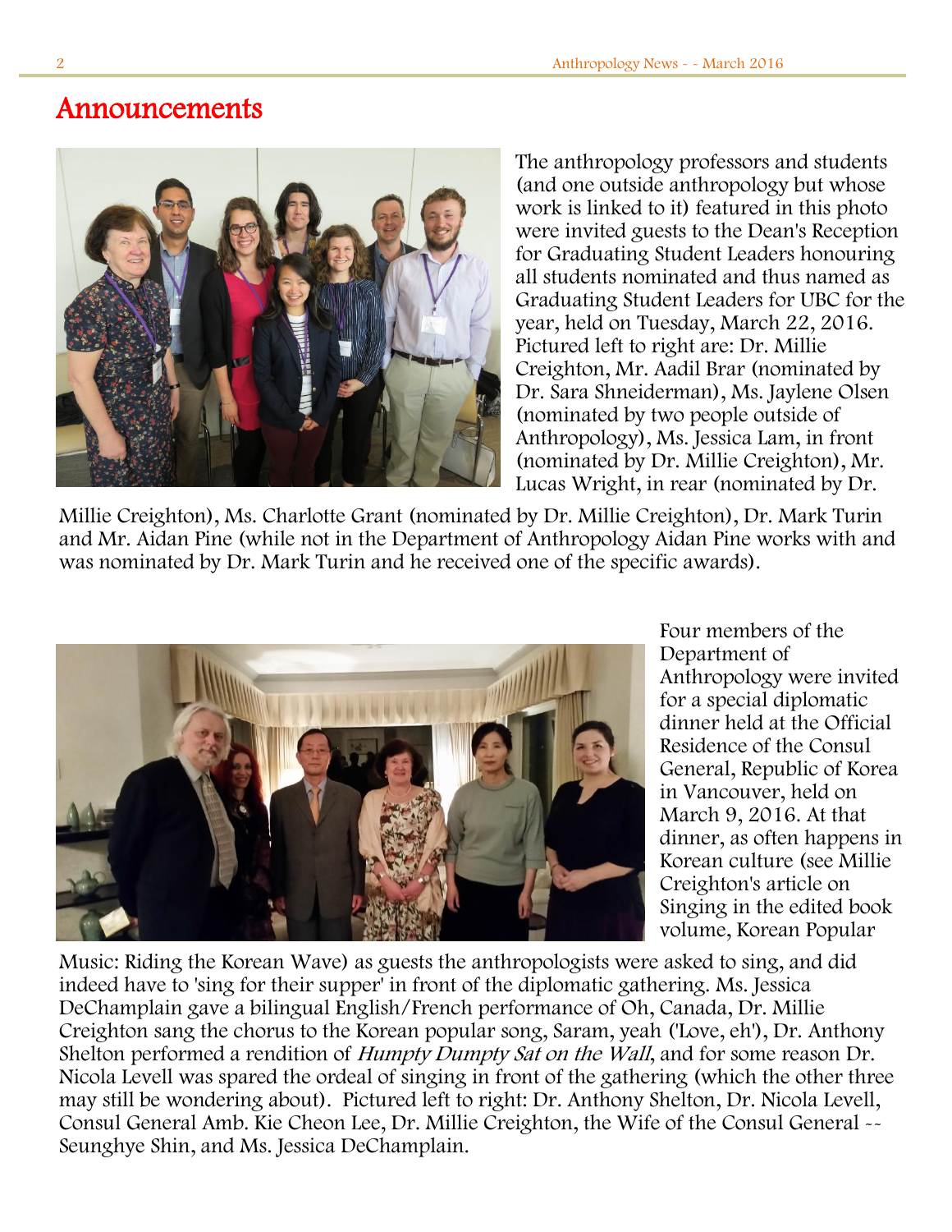# Announcements

The anthropology professors and students (and one outside anthropology but whose work is linked to it) featured in this photo were invited guests to the Dean's Reception for Graduating Student Leaders honouring all students nominated and thus named as Graduating Student Leaders for UBC for the year, held on Tuesday, March 22, 2016. Pictured left to right are: Dr. Millie Creighton, Mr. Aadil Brar (nominated by Dr. Sara Shneiderman), Ms. Jaylene Olsen (nominated by two people outside of Anthropology), Ms. Jessica Lam, in front (nominated by Dr. Millie Creighton), Mr. Lucas Wright, in rear (nominated by Dr. Millie Creighton), Ms. Charlotte Grant (nominated by Dr. Millie Creighton), Dr. Mark Turin and Mr. Aidan Pine (while not in the Department of Anthropology Aidan Pine works with and was nominated by Dr. Mark Turin and he received one of the specific awards).

Four members of the Department of Anthropology were invited for a special diplomatic dinner held at the Official Residence of the Consul General, Republic of Korea in Vancouver, held on March 9, 2016. At that dinner, as often happens in Korean culture (see Millie Creighton's article on Singing in the edited book volume, Korean Popular Music: Riding the Korean Wave) as guests the anthropologists were asked to sing, and did indeed have to 'sing for their supper' in front of the diplomatic gathering. Ms. Jessica DeChamplain gave a bilingual English/French performance of Oh, Canada, Dr. Millie Creighton sang the chorus to the Korean popular song, Saram, yeah ('Love, eh'), Dr. Anthony Shelton performed a rendition of *Humpty Dumpty Sat on the Wall*, and for some reason Dr. Nicola Levell was spared the ordeal of singing in front of the gathering (which the other three may still be wondering about). Pictured left to right: Dr. Anthony Shelton, Dr. Nicola Levell, Consul General Amb. Kie Cheon Lee, Dr. Millie Creighton, the Wife of the Consul General -- Seunghye Shin, and Ms. Jessica DeChamplain.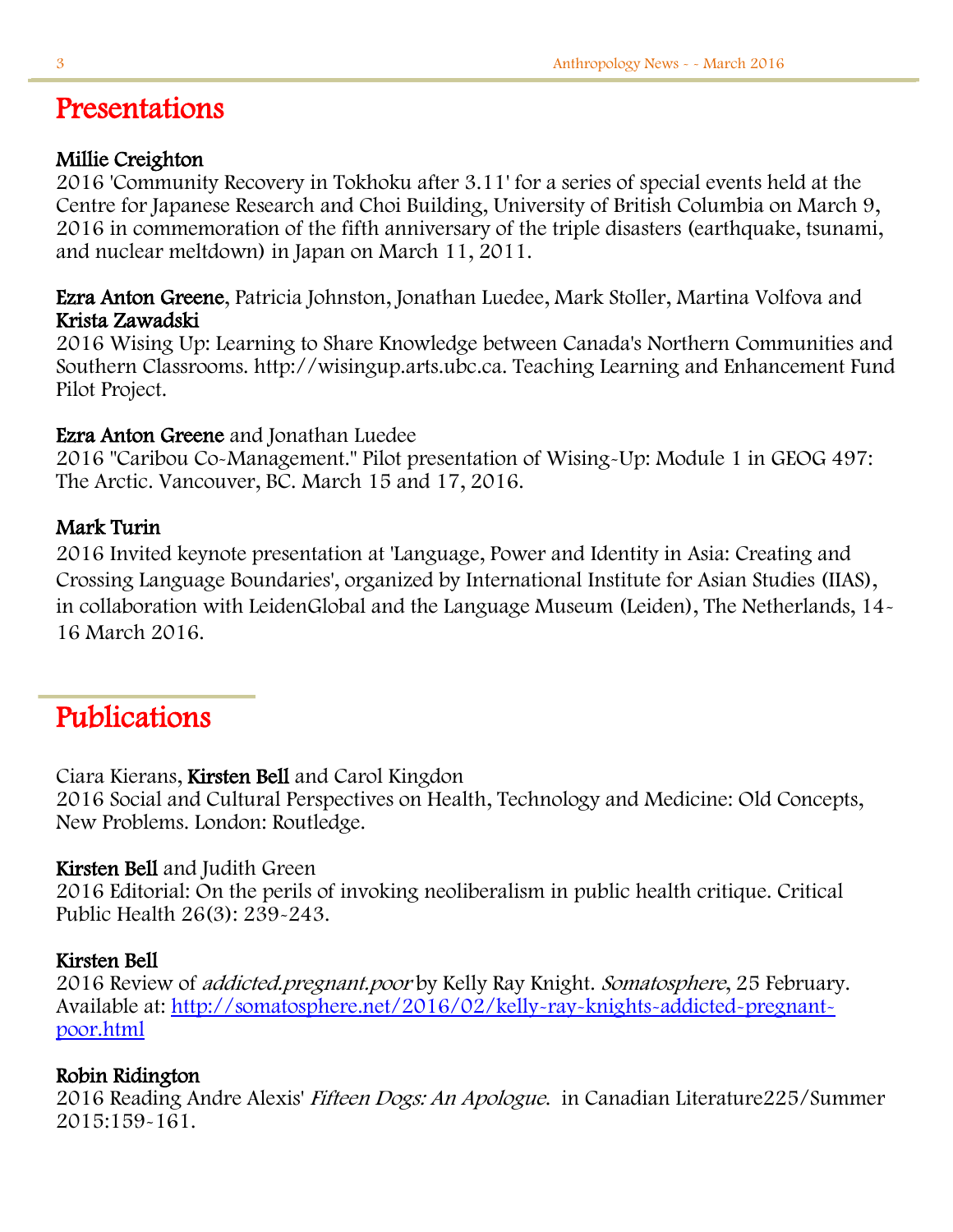# Presentations

**Millie Creighton**
2016 'Community Recovery in Tokhoku after 3.11' for a series of special events held at the Centre for Japanese Research and Choi Building, University of British Columbia on March 9, 2016 in commemoration of the fifth anniversary of the triple disasters (earthquake, tsunami, and nuclear meltdown) in Japan on March 11, 2011.

**Ezra Anton Greene**, Patricia Johnston, Jonathan Luedee, Mark Stoller, Martina Volfova and **Krista Zawadski**
2016 Wising Up: Learning to Share Knowledge between Canada's Northern Communities and Southern Classrooms. http://wisingup.arts.ubc.ca. Teaching Learning and Enhancement Fund Pilot Project.

**Ezra Anton Greene** and Jonathan Luedee
2016 "Caribou Co-Management." Pilot presentation of Wising-Up: Module 1 in GEOG 497: The Arctic. Vancouver, BC. March 15 and 17, 2016.

**Mark Turin**
2016 Invited keynote presentation at 'Language, Power and Identity in Asia: Creating and Crossing Language Boundaries', organized by International Institute for Asian Studies (IIAS), in collaboration with LeidenGlobal and the Language Museum (Leiden), The Netherlands, 14-16 March 2016.

# Publications

Ciara Kierans, **Kirsten Bell** and Carol Kingdon
2016 Social and Cultural Perspectives on Health, Technology and Medicine: Old Concepts, New Problems. London: Routledge.

**Kirsten Bell** and Judith Green
2016 Editorial: On the perils of invoking neoliberalism in public health critique. Critical Public Health 26(3): 239-243.

**Kirsten Bell**
2016 Review of *addicted.pregnant.poor* by Kelly Ray Knight. *Somatosphere*, 25 February. Available at: [http://somatosphere.net/2016/02/kelly-ray-knights-addicted-pregnant-poor.html](http://somatosphere.net/2016/02/kelly-ray-knights-addicted-pregnant-poor.html)

**Robin Ridington**
2016 Reading Andre Alexis' *Fifteen Dogs: An Apologue*. in Canadian Literature225/Summer 2015:159-161.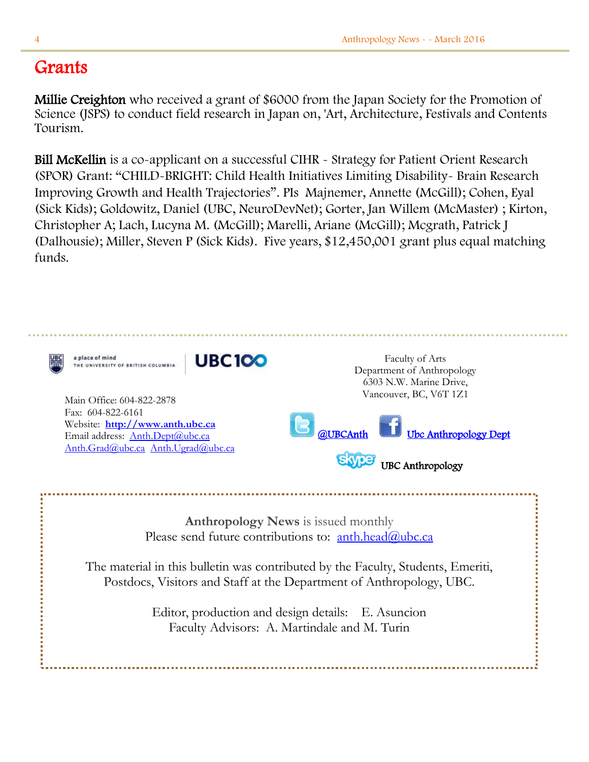# Grants

**Millie Creighton** who received a grant of $6000 from the Japan Society for the Promotion of Science (JSPS) to conduct field research in Japan on, 'Art, Architecture, Festivals and Contents Tourism.

**Bill McKellin** is a co-applicant on a successful CIHR - Strategy for Patient Orient Research (SPOR) Grant: "CHILD-BRIGHT: Child Health Initiatives Limiting Disability- Brain Research Improving Growth and Health Trajectories". PIs Majnemer, Annette (McGill); Cohen, Eyal (Sick Kids); Goldowitz, Daniel (UBC, NeuroDevNet); Gorter, Jan Willem (McMaster) ; Kirton, Christopher A; Lach, Lucyna M. (McGill); Marelli, Ariane (McGill); Mcgrath, Patrick J (Dalhousie); Miller, Steven P (Sick Kids). Five years, $12,450,001 grant plus equal matching funds.

a place of mind
THE UNIVERSITY OF BRITISH COLUMBIA

UBC100

Faculty of Arts
Department of Anthropology
6303 N.W. Marine Drive,
Vancouver, BC, V6T 1Z1

Main Office: 604-822-2878
Fax: 604-822-6161
Website: **http://www.anth.ubc.ca**
Email address: Anth.Dept@ubc.ca
Anth.Grad@ubc.ca Anth.Ugrad@ubc.ca

@UBCAnth Ubc Anthropology Dept

UBC Anthropology

**Anthropology News** is issued monthly
Please send future contributions to: anth.head@ubc.ca

The material in this bulletin was contributed by the Faculty, Students, Emeriti, Postdocs, Visitors and Staff at the Department of Anthropology, UBC.

Editor, production and design details: E. Asuncion
Faculty Advisors: A. Martindale and M. Turin